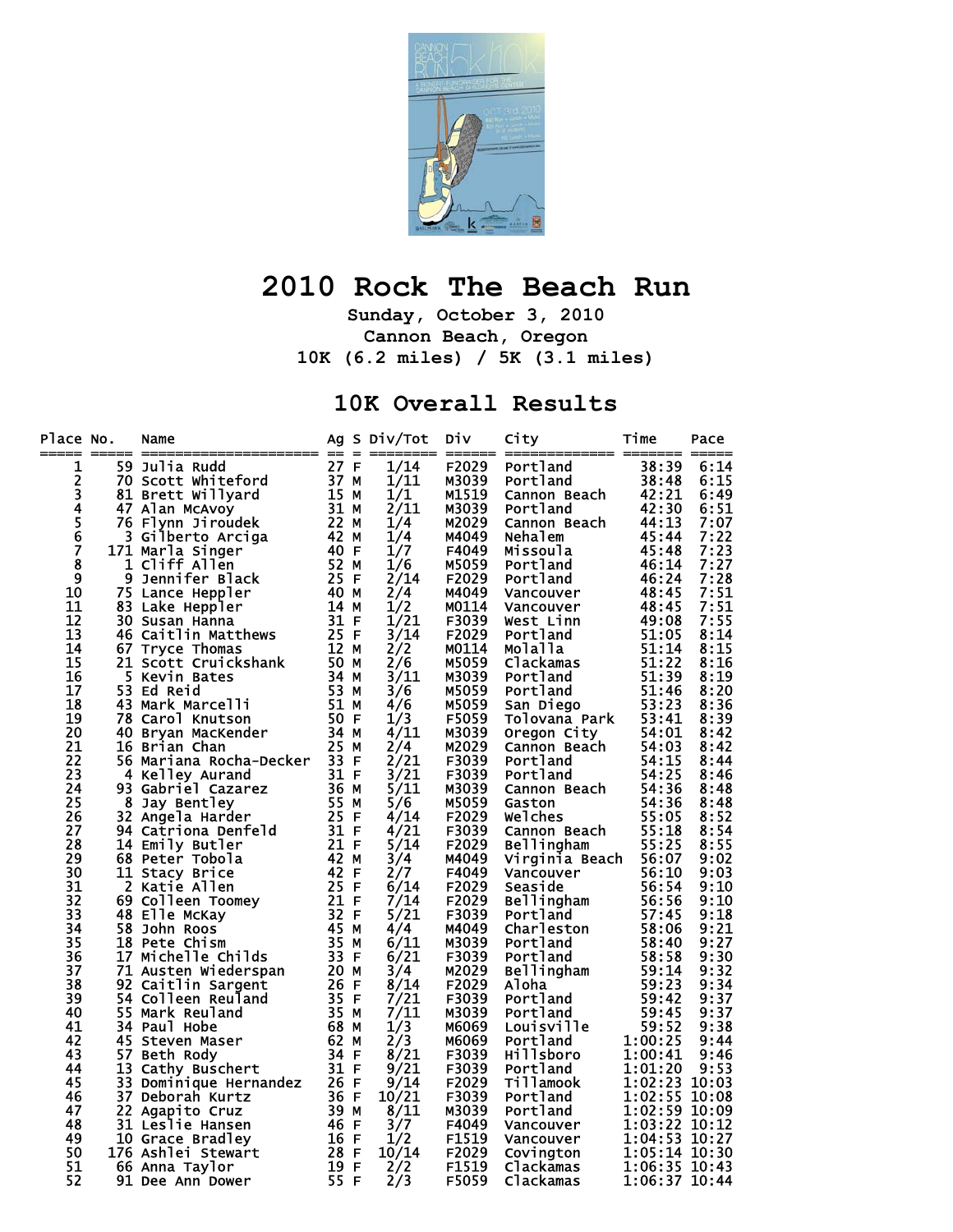# 2010 Rock The Beach Run

**Sunday, October 3, 2010**
**Cannon Beach, Oregon**
**10K (6.2 miles) / 5K (3.1 miles)**

## 10K Overall Results

| Place | No. | Name | Ag | S | Div/Tot | Div | City | Time | Pace |
|---|---|---|---|---|---|---|---|---|---|
| 1 | 59 | Julia Rudd | 27 | F | 1/14 | F2029 | Portland | 38:39 | 6:14 |
| 2 | 70 | Scott Whiteford | 37 | M | 1/11 | M3039 | Portland | 38:48 | 6:15 |
| 3 | 81 | Brett Willyard | 15 | M | 1/1 | M1519 | Cannon Beach | 42:21 | 6:49 |
| 4 | 47 | Alan McAvoy | 31 | M | 2/11 | M3039 | Portland | 42:30 | 6:51 |
| 5 | 76 | Flynn Jiroudek | 22 | M | 1/4 | M2029 | Cannon Beach | 44:13 | 7:07 |
| 6 | 3 | Gilberto Arciga | 42 | M | 1/4 | M4049 | Nehalem | 45:44 | 7:22 |
| 7 | 171 | Marla Singer | 40 | F | 1/7 | F4049 | Missoula | 45:48 | 7:23 |
| 8 | 1 | Cliff Allen | 52 | M | 1/6 | M5059 | Portland | 46:14 | 7:27 |
| 9 | 9 | Jennifer Black | 25 | F | 2/14 | F2029 | Portland | 46:24 | 7:28 |
| 10 | 75 | Lance Heppler | 40 | M | 2/4 | M4049 | Vancouver | 48:45 | 7:51 |
| 11 | 83 | Lake Heppler | 14 | M | 1/2 | M0114 | Vancouver | 48:45 | 7:51 |
| 12 | 30 | Susan Hanna | 31 | F | 1/21 | F3039 | West Linn | 49:08 | 7:55 |
| 13 | 46 | Caitlin Matthews | 25 | F | 3/14 | F2029 | Portland | 51:05 | 8:14 |
| 14 | 67 | Tryce Thomas | 12 | M | 2/2 | M0114 | Molalla | 51:14 | 8:15 |
| 15 | 21 | Scott Cruickshank | 50 | M | 2/6 | M5059 | Clackamas | 51:22 | 8:16 |
| 16 | 5 | Kevin Bates | 34 | M | 3/11 | M3039 | Portland | 51:39 | 8:19 |
| 17 | 53 | Ed Reid | 53 | M | 3/6 | M5059 | Portland | 51:46 | 8:20 |
| 18 | 43 | Mark Marcelli | 51 | M | 4/6 | M5059 | San Diego | 53:23 | 8:36 |
| 19 | 78 | Carol Knutson | 50 | F | 1/3 | F5059 | Tolovana Park | 53:41 | 8:39 |
| 20 | 40 | Bryan MacKender | 34 | M | 4/11 | M3039 | Oregon City | 54:01 | 8:42 |
| 21 | 16 | Brian Chan | 25 | M | 2/4 | M2029 | Cannon Beach | 54:03 | 8:42 |
| 22 | 56 | Mariana Rocha-Decker | 33 | F | 2/21 | F3039 | Portland | 54:15 | 8:44 |
| 23 | 4 | Kelley Aurand | 31 | F | 3/21 | F3039 | Portland | 54:25 | 8:46 |
| 24 | 93 | Gabriel Cazarez | 36 | M | 5/11 | M3039 | Cannon Beach | 54:36 | 8:48 |
| 25 | 8 | Jay Bentley | 55 | M | 5/6 | M5059 | Gaston | 54:36 | 8:48 |
| 26 | 32 | Angela Harder | 25 | F | 4/14 | F2029 | Welches | 55:05 | 8:52 |
| 27 | 94 | Catriona Denfeld | 31 | F | 4/21 | F3039 | Cannon Beach | 55:18 | 8:54 |
| 28 | 14 | Emily Butler | 21 | F | 5/14 | F2029 | Bellingham | 55:25 | 8:55 |
| 29 | 68 | Peter Tobola | 42 | M | 3/4 | M4049 | Virginia Beach | 56:07 | 9:02 |
| 30 | 11 | Stacy Brice | 42 | F | 2/7 | F4049 | Vancouver | 56:10 | 9:03 |
| 31 | 2 | Katie Allen | 25 | F | 6/14 | F2029 | Seaside | 56:54 | 9:10 |
| 32 | 69 | Colleen Toomey | 21 | F | 7/14 | F2029 | Bellingham | 56:56 | 9:10 |
| 33 | 48 | Elle McKay | 32 | F | 5/21 | F3039 | Portland | 57:45 | 9:18 |
| 34 | 58 | John Roos | 45 | M | 4/4 | M4049 | Charleston | 58:06 | 9:21 |
| 35 | 18 | Pete Chism | 35 | M | 6/11 | M3039 | Portland | 58:40 | 9:27 |
| 36 | 17 | Michelle Childs | 33 | F | 6/21 | F3039 | Portland | 58:58 | 9:30 |
| 37 | 71 | Austen Wiederspan | 20 | M | 3/4 | M2029 | Bellingham | 59:14 | 9:32 |
| 38 | 92 | Caitlin Sargent | 26 | F | 8/14 | F2029 | Aloha | 59:23 | 9:34 |
| 39 | 54 | Colleen Reuland | 35 | F | 7/21 | F3039 | Portland | 59:42 | 9:37 |
| 40 | 55 | Mark Reuland | 35 | M | 7/11 | M3039 | Portland | 59:45 | 9:37 |
| 41 | 34 | Paul Hobe | 68 | M | 1/3 | M6069 | Louisville | 59:52 | 9:38 |
| 42 | 45 | Steven Maser | 62 | M | 2/3 | M6069 | Portland | 1:00:25 | 9:44 |
| 43 | 57 | Beth Rody | 34 | F | 8/21 | F3039 | Hillsboro | 1:00:41 | 9:46 |
| 44 | 13 | Cathy Buschert | 31 | F | 9/21 | F3039 | Portland | 1:01:20 | 9:53 |
| 45 | 33 | Dominique Hernandez | 26 | F | 9/14 | F2029 | Tillamook | 1:02:23 | 10:03 |
| 46 | 37 | Deborah Kurtz | 36 | F | 10/21 | F3039 | Portland | 1:02:55 | 10:08 |
| 47 | 22 | Agapito Cruz | 39 | M | 8/11 | M3039 | Portland | 1:02:59 | 10:09 |
| 48 | 31 | Leslie Hansen | 46 | F | 3/7 | F4049 | Vancouver | 1:03:22 | 10:12 |
| 49 | 10 | Grace Bradley | 16 | F | 1/2 | F1519 | Vancouver | 1:04:53 | 10:27 |
| 50 | 176 | Ashlei Stewart | 28 | F | 10/14 | F2029 | Covington | 1:05:14 | 10:30 |
| 51 | 66 | Anna Taylor | 19 | F | 2/2 | F1519 | Clackamas | 1:06:35 | 10:43 |
| 52 | 91 | Dee Ann Dower | 55 | F | 2/3 | F5059 | Clackamas | 1:06:37 | 10:44 |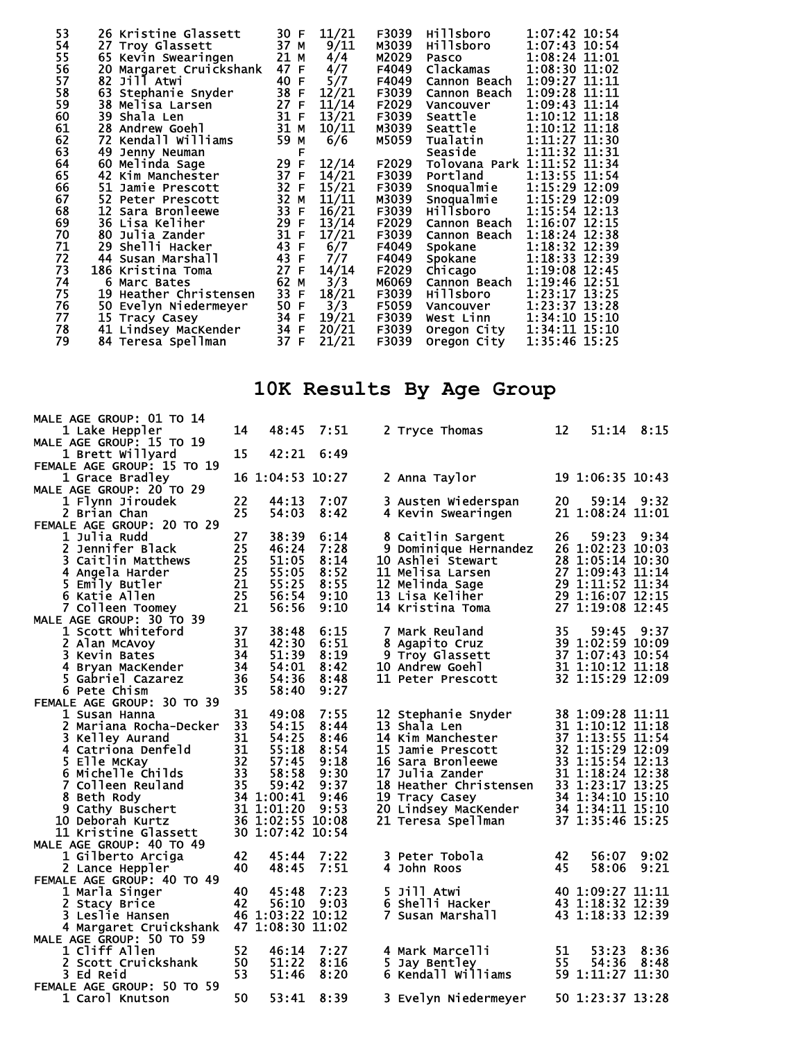| Place | Bib | Name | Age | Sex | Div Place | Division | City | Time | Pace |
|---|---|---|---|---|---|---|---|---|---|
| 53 | 26 | Kristine Glassett | 30 | F | 11/21 | F3039 | Hillsboro | 1:07:42 | 10:54 |
| 54 | 27 | Troy Glassett | 37 | M | 9/11 | M3039 | Hillsboro | 1:07:43 | 10:54 |
| 55 | 65 | Kevin Swearingen | 21 | M | 4/4 | M2029 | Pasco | 1:08:24 | 11:01 |
| 56 | 20 | Margaret Cruickshank | 47 | F | 4/7 | F4049 | Clackamas | 1:08:30 | 11:02 |
| 57 | 82 | Jill Atwi | 40 | F | 5/7 | F4049 | Cannon Beach | 1:09:27 | 11:11 |
| 58 | 63 | Stephanie Snyder | 38 | F | 12/21 | F3039 | Cannon Beach | 1:09:28 | 11:11 |
| 59 | 38 | Melisa Larsen | 27 | F | 11/14 | F2029 | Vancouver | 1:09:43 | 11:14 |
| 60 | 39 | Shala Len | 31 | F | 13/21 | F3039 | Seattle | 1:10:12 | 11:18 |
| 61 | 28 | Andrew Goehl | 31 | M | 10/11 | M3039 | Seattle | 1:10:12 | 11:18 |
| 62 | 72 | Kendall Williams | 59 | M | 6/6 | M5059 | Tualatin | 1:11:27 | 11:30 |
| 63 | 49 | Jenny Neuman | | F | | | Seaside | 1:11:32 | 11:31 |
| 64 | 60 | Melinda Sage | 29 | F | 12/14 | F2029 | Tolovana Park | 1:11:52 | 11:34 |
| 65 | 42 | Kim Manchester | 37 | F | 14/21 | F3039 | Portland | 1:13:55 | 11:54 |
| 66 | 51 | Jamie Prescott | 32 | F | 15/21 | F3039 | Snoqualmie | 1:15:29 | 12:09 |
| 67 | 52 | Peter Prescott | 32 | M | 11/11 | M3039 | Snoqualmie | 1:15:29 | 12:09 |
| 68 | 12 | Sara Bronleewe | 33 | F | 16/21 | F3039 | Hillsboro | 1:15:54 | 12:13 |
| 69 | 36 | Lisa Keliher | 29 | F | 13/14 | F2029 | Cannon Beach | 1:16:07 | 12:15 |
| 70 | 80 | Julia Zander | 31 | F | 17/21 | F3039 | Cannon Beach | 1:18:24 | 12:38 |
| 71 | 29 | Shelli Hacker | 43 | F | 6/7 | F4049 | Spokane | 1:18:32 | 12:39 |
| 72 | 44 | Susan Marshall | 43 | F | 7/7 | F4049 | Spokane | 1:18:33 | 12:39 |
| 73 | 186 | Kristina Toma | 27 | F | 14/14 | F2029 | Chicago | 1:19:08 | 12:45 |
| 74 | 6 | Marc Bates | 62 | M | 3/3 | M6069 | Cannon Beach | 1:19:46 | 12:51 |
| 75 | 19 | Heather Christensen | 33 | F | 18/21 | F3039 | Hillsboro | 1:23:17 | 13:25 |
| 76 | 50 | Evelyn Niedermeyer | 50 | F | 3/3 | F5059 | Vancouver | 1:23:37 | 13:28 |
| 77 | 15 | Tracy Casey | 34 | F | 19/21 | F3039 | West Linn | 1:34:10 | 15:10 |
| 78 | 41 | Lindsey MacKender | 34 | F | 20/21 | F3039 | Oregon City | 1:34:11 | 15:10 |
| 79 | 84 | Teresa Spellman | 37 | F | 21/21 | F3039 | Oregon City | 1:35:46 | 15:25 |

# 10K Results By Age Group

**MALE AGE GROUP: 01 TO 14**

| Place | Name | Age | Time | Pace |
|---|---|---|---|---|
| 1 | Lake Heppler | 14 | 48:45 | 7:51 |
| 2 | Tryce Thomas | 12 | 51:14 | 8:15 |

**MALE AGE GROUP: 15 TO 19**

| Place | Name | Age | Time | Pace |
|---|---|---|---|---|
| 1 | Brett Willyard | 15 | 42:21 | 6:49 |

**FEMALE AGE GROUP: 15 TO 19**

| Place | Name | Age | Time | Pace |
|---|---|---|---|---|
| 1 | Grace Bradley | 16 | 1:04:53 | 10:27 |
| 2 | Anna Taylor | 19 | 1:06:35 | 10:43 |

**MALE AGE GROUP: 20 TO 29**

| Place | Name | Age | Time | Pace |
|---|---|---|---|---|
| 1 | Flynn Jiroudek | 22 | 44:13 | 7:07 |
| 2 | Brian Chan | 25 | 54:03 | 8:42 |
| 3 | Austen Wiederspan | 20 | 59:14 | 9:32 |
| 4 | Kevin Swearingen | 21 | 1:08:24 | 11:01 |

**FEMALE AGE GROUP: 20 TO 29**

| Place | Name | Age | Time | Pace |
|---|---|---|---|---|
| 1 | Julia Rudd | 27 | 38:39 | 6:14 |
| 2 | Jennifer Black | 25 | 46:24 | 7:28 |
| 3 | Caitlin Matthews | 25 | 51:05 | 8:14 |
| 4 | Angela Harder | 25 | 55:05 | 8:52 |
| 5 | Emily Butler | 21 | 55:25 | 8:55 |
| 6 | Katie Allen | 25 | 56:54 | 9:10 |
| 7 | Colleen Toomey | 21 | 56:56 | 9:10 |
| 8 | Caitlin Sargent | 26 | 59:23 | 9:34 |
| 9 | Dominique Hernandez | 26 | 1:02:23 | 10:03 |
| 10 | Ashlei Stewart | 28 | 1:05:14 | 10:30 |
| 11 | Melisa Larsen | 27 | 1:09:43 | 11:14 |
| 12 | Melinda Sage | 29 | 1:11:52 | 11:34 |
| 13 | Lisa Keliher | 29 | 1:16:07 | 12:15 |
| 14 | Kristina Toma | 27 | 1:19:08 | 12:45 |

**MALE AGE GROUP: 30 TO 39**

| Place | Name | Age | Time | Pace |
|---|---|---|---|---|
| 1 | Scott Whiteford | 37 | 38:48 | 6:15 |
| 2 | Alan McAvoy | 31 | 42:30 | 6:51 |
| 3 | Kevin Bates | 34 | 51:39 | 8:19 |
| 4 | Bryan MacKender | 34 | 54:01 | 8:42 |
| 5 | Gabriel Cazarez | 36 | 54:36 | 8:48 |
| 6 | Pete Chism | 35 | 58:40 | 9:27 |
| 7 | Mark Reuland | 35 | 59:45 | 9:37 |
| 8 | Agapito Cruz | 39 | 1:02:59 | 10:09 |
| 9 | Troy Glassett | 37 | 1:07:43 | 10:54 |
| 10 | Andrew Goehl | 31 | 1:10:12 | 11:18 |
| 11 | Peter Prescott | 32 | 1:15:29 | 12:09 |

**FEMALE AGE GROUP: 30 TO 39**

| Place | Name | Age | Time | Pace |
|---|---|---|---|---|
| 1 | Susan Hanna | 31 | 49:08 | 7:55 |
| 2 | Mariana Rocha-Decker | 33 | 54:15 | 8:44 |
| 3 | Kelley Aurand | 31 | 54:25 | 8:46 |
| 4 | Catriona Denfeld | 31 | 55:18 | 8:54 |
| 5 | Elle McKay | 32 | 57:45 | 9:18 |
| 6 | Michelle Childs | 33 | 58:58 | 9:30 |
| 7 | Colleen Reuland | 35 | 59:42 | 9:37 |
| 8 | Beth Rody | 34 | 1:00:41 | 9:46 |
| 9 | Cathy Buschert | 31 | 1:01:20 | 9:53 |
| 10 | Deborah Kurtz | 36 | 1:02:55 | 10:08 |
| 11 | Kristine Glassett | 30 | 1:07:42 | 10:54 |
| 12 | Stephanie Snyder | 38 | 1:09:28 | 11:11 |
| 13 | Shala Len | 31 | 1:10:12 | 11:18 |
| 14 | Kim Manchester | 37 | 1:13:55 | 11:54 |
| 15 | Jamie Prescott | 32 | 1:15:29 | 12:09 |
| 16 | Sara Bronleewe | 33 | 1:15:54 | 12:13 |
| 17 | Julia Zander | 31 | 1:18:24 | 12:38 |
| 18 | Heather Christensen | 33 | 1:23:17 | 13:25 |
| 19 | Tracy Casey | 34 | 1:34:10 | 15:10 |
| 20 | Lindsey MacKender | 34 | 1:34:11 | 15:10 |
| 21 | Teresa Spellman | 37 | 1:35:46 | 15:25 |

**MALE AGE GROUP: 40 TO 49**

| Place | Name | Age | Time | Pace |
|---|---|---|---|---|
| 1 | Gilberto Arciga | 42 | 45:44 | 7:22 |
| 2 | Lance Heppler | 40 | 48:45 | 7:51 |
| 3 | Peter Tobola | 42 | 56:07 | 9:02 |
| 4 | John Roos | 45 | 58:06 | 9:21 |

**FEMALE AGE GROUP: 40 TO 49**

| Place | Name | Age | Time | Pace |
|---|---|---|---|---|
| 1 | Marla Singer | 40 | 45:48 | 7:23 |
| 2 | Stacy Brice | 42 | 56:10 | 9:03 |
| 3 | Leslie Hansen | 46 | 1:03:22 | 10:12 |
| 4 | Margaret Cruickshank | 47 | 1:08:30 | 11:02 |
| 5 | Jill Atwi | 40 | 1:09:27 | 11:11 |
| 6 | Shelli Hacker | 43 | 1:18:32 | 12:39 |
| 7 | Susan Marshall | 43 | 1:18:33 | 12:39 |

**MALE AGE GROUP: 50 TO 59**

| Place | Name | Age | Time | Pace |
|---|---|---|---|---|
| 1 | Cliff Allen | 52 | 46:14 | 7:27 |
| 2 | Scott Cruickshank | 50 | 51:22 | 8:16 |
| 3 | Ed Reid | 53 | 51:46 | 8:20 |
| 4 | Mark Marcelli | 51 | 53:23 | 8:36 |
| 5 | Jay Bentley | 55 | 54:36 | 8:48 |
| 6 | Kendall Williams | 59 | 1:11:27 | 11:30 |

**FEMALE AGE GROUP: 50 TO 59**

| Place | Name | Age | Time | Pace |
|---|---|---|---|---|
| 1 | Carol Knutson | 50 | 53:41 | 8:39 |
| 3 | Evelyn Niedermeyer | 50 | 1:23:37 | 13:28 |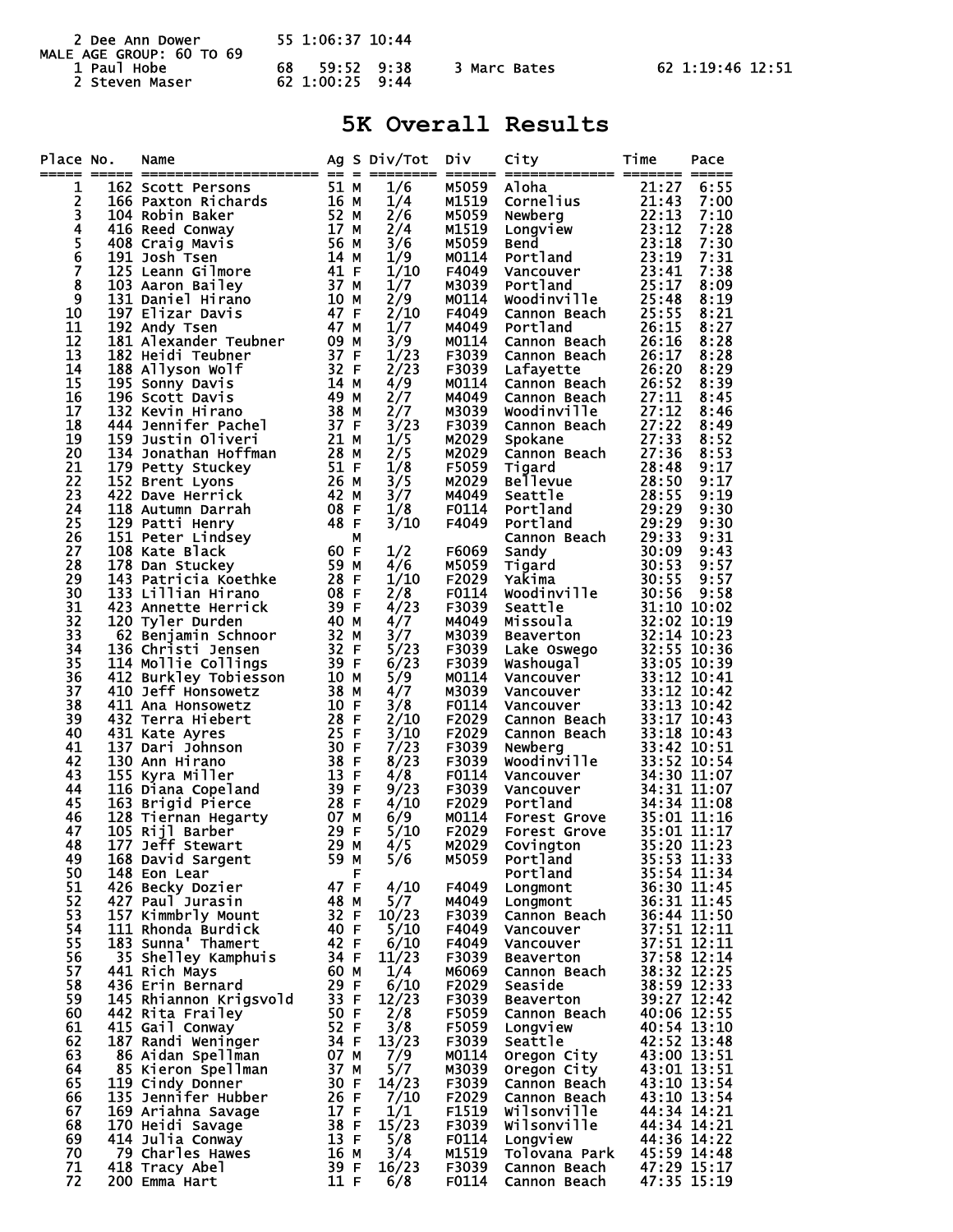| | | | | | | | | |
|---|---|---|---|---|---|---|---|---|
| 2 Dee Ann Dower | 55 | 1:06:37 | 10:44 | | | | | |

MALE AGE GROUP: 60 TO 69

| | | | | | | | |
|---|---|---|---|---|---|---|---|
| 1 Paul Hobe | 68 | 59:52 | 9:38 | 3 Marc Bates | 62 | 1:19:46 | 12:51 |
| 2 Steven Maser | 62 | 1:00:25 | 9:44 | | | | |

# 5K Overall Results

| Place | No. | Name | Ag | S | Div/Tot | Div | City | Time | Pace |
|---|---|---|---|---|---|---|---|---|---|
| 1 | 162 | Scott Persons | 51 | M | 1/6 | M5059 | Aloha | 21:27 | 6:55 |
| 2 | 166 | Paxton Richards | 16 | M | 1/4 | M1519 | Cornelius | 21:43 | 7:00 |
| 3 | 104 | Robin Baker | 52 | M | 2/6 | M5059 | Newberg | 22:13 | 7:10 |
| 4 | 416 | Reed Conway | 17 | M | 2/4 | M1519 | Longview | 23:12 | 7:28 |
| 5 | 408 | Craig Mavis | 56 | M | 3/6 | M5059 | Bend | 23:18 | 7:30 |
| 6 | 191 | Josh Tsen | 14 | M | 1/9 | M0114 | Portland | 23:19 | 7:31 |
| 7 | 125 | Leann Gilmore | 41 | F | 1/10 | F4049 | Vancouver | 23:41 | 7:38 |
| 8 | 103 | Aaron Bailey | 37 | M | 1/7 | M3039 | Portland | 25:17 | 8:09 |
| 9 | 131 | Daniel Hirano | 10 | M | 2/9 | M0114 | Woodinville | 25:48 | 8:19 |
| 10 | 197 | Elizar Davis | 47 | F | 2/10 | F4049 | Cannon Beach | 25:55 | 8:21 |
| 11 | 192 | Andy Tsen | 47 | M | 1/7 | M4049 | Portland | 26:15 | 8:27 |
| 12 | 181 | Alexander Teubner | 09 | M | 3/9 | M0114 | Cannon Beach | 26:16 | 8:28 |
| 13 | 182 | Heidi Teubner | 37 | F | 1/23 | F3039 | Cannon Beach | 26:17 | 8:28 |
| 14 | 188 | Allyson Wolf | 32 | F | 2/23 | F3039 | Lafayette | 26:20 | 8:29 |
| 15 | 195 | Sonny Davis | 14 | M | 4/9 | M0114 | Cannon Beach | 26:52 | 8:39 |
| 16 | 196 | Scott Davis | 49 | M | 2/7 | M4049 | Cannon Beach | 27:11 | 8:45 |
| 17 | 132 | Kevin Hirano | 38 | M | 2/7 | M3039 | Woodinville | 27:12 | 8:46 |
| 18 | 444 | Jennifer Pachel | 37 | F | 3/23 | F3039 | Cannon Beach | 27:22 | 8:49 |
| 19 | 159 | Justin Oliveri | 21 | M | 1/5 | M2029 | Spokane | 27:33 | 8:52 |
| 20 | 134 | Jonathan Hoffman | 28 | M | 2/5 | M2029 | Cannon Beach | 27:36 | 8:53 |
| 21 | 179 | Petty Stuckey | 51 | F | 1/8 | F5059 | Tigard | 28:48 | 9:17 |
| 22 | 152 | Brent Lyons | 26 | M | 3/5 | M2029 | Bellevue | 28:50 | 9:17 |
| 23 | 422 | Dave Herrick | 42 | M | 3/7 | M4049 | Seattle | 28:55 | 9:19 |
| 24 | 118 | Autumn Darrah | 08 | F | 1/8 | F0114 | Portland | 29:29 | 9:30 |
| 25 | 129 | Patti Henry | 48 | F | 3/10 | F4049 | Portland | 29:29 | 9:30 |
| 26 | 151 | Peter Lindsey | | M | | | Cannon Beach | 29:33 | 9:31 |
| 27 | 108 | Kate Black | 60 | F | 1/2 | F6069 | Sandy | 30:09 | 9:43 |
| 28 | 178 | Dan Stuckey | 59 | M | 4/6 | M5059 | Tigard | 30:53 | 9:57 |
| 29 | 143 | Patricia Koethke | 28 | F | 1/10 | F2029 | Yakima | 30:55 | 9:57 |
| 30 | 133 | Lillian Hirano | 08 | F | 2/8 | F0114 | Woodinville | 30:56 | 9:58 |
| 31 | 423 | Annette Herrick | 39 | F | 4/23 | F3039 | Seattle | 31:10 | 10:02 |
| 32 | 120 | Tyler Durden | 40 | M | 4/7 | M4049 | Missoula | 32:02 | 10:19 |
| 33 | 62 | Benjamin Schnoor | 32 | M | 3/7 | M3039 | Beaverton | 32:14 | 10:23 |
| 34 | 136 | Christi Jensen | 32 | F | 5/23 | F3039 | Lake Oswego | 32:55 | 10:36 |
| 35 | 114 | Mollie Collings | 39 | F | 6/23 | F3039 | Washougal | 33:05 | 10:39 |
| 36 | 412 | Burkley Tobiesson | 10 | M | 5/9 | M0114 | Vancouver | 33:12 | 10:41 |
| 37 | 410 | Jeff Honsowetz | 38 | M | 4/7 | M3039 | Vancouver | 33:12 | 10:42 |
| 38 | 411 | Ana Honsowetz | 10 | F | 3/8 | F0114 | Vancouver | 33:13 | 10:42 |
| 39 | 432 | Terra Hiebert | 28 | F | 2/10 | F2029 | Cannon Beach | 33:17 | 10:43 |
| 40 | 431 | Kate Ayres | 25 | F | 3/10 | F2029 | Cannon Beach | 33:18 | 10:43 |
| 41 | 137 | Dari Johnson | 30 | F | 7/23 | F3039 | Newberg | 33:42 | 10:51 |
| 42 | 130 | Ann Hirano | 38 | F | 8/23 | F3039 | Woodinville | 33:52 | 10:54 |
| 43 | 155 | Kyra Miller | 13 | F | 4/8 | F0114 | Vancouver | 34:30 | 11:07 |
| 44 | 116 | Diana Copeland | 39 | F | 9/23 | F3039 | Vancouver | 34:31 | 11:07 |
| 45 | 163 | Brigid Pierce | 28 | F | 4/10 | F2029 | Portland | 34:34 | 11:08 |
| 46 | 128 | Tiernan Hegarty | 07 | M | 6/9 | M0114 | Forest Grove | 35:01 | 11:16 |
| 47 | 105 | Rijl Barber | 29 | F | 5/10 | F2029 | Forest Grove | 35:01 | 11:17 |
| 48 | 177 | Jeff Stewart | 29 | M | 4/5 | M2029 | Covington | 35:20 | 11:23 |
| 49 | 168 | David Sargent | 59 | M | 5/6 | M5059 | Portland | 35:53 | 11:33 |
| 50 | 148 | Eon Lear | | F | | | Portland | 35:54 | 11:34 |
| 51 | 426 | Becky Dozier | 47 | F | 4/10 | F4049 | Longmont | 36:30 | 11:45 |
| 52 | 427 | Paul Jurasin | 48 | M | 5/7 | M4049 | Longmont | 36:31 | 11:45 |
| 53 | 157 | Kimmbrly Mount | 32 | F | 10/23 | F3039 | Cannon Beach | 36:44 | 11:50 |
| 54 | 111 | Rhonda Burdick | 40 | F | 5/10 | F4049 | Vancouver | 37:51 | 12:11 |
| 55 | 183 | Sunna' Thamert | 42 | F | 6/10 | F4049 | Vancouver | 37:51 | 12:11 |
| 56 | 35 | Shelley Kamphuis | 34 | F | 11/23 | F3039 | Beaverton | 37:58 | 12:14 |
| 57 | 441 | Rich Mays | 60 | M | 1/4 | M6069 | Cannon Beach | 38:32 | 12:25 |
| 58 | 436 | Erin Bernard | 29 | F | 6/10 | F2029 | Seaside | 38:59 | 12:33 |
| 59 | 145 | Rhiannon Krigsvold | 33 | F | 12/23 | F3039 | Beaverton | 39:27 | 12:42 |
| 60 | 442 | Rita Frailey | 50 | F | 2/8 | F5059 | Cannon Beach | 40:06 | 12:55 |
| 61 | 415 | Gail Conway | 52 | F | 3/8 | F5059 | Longview | 40:54 | 13:10 |
| 62 | 187 | Randi Weninger | 34 | F | 13/23 | F3039 | Seattle | 42:52 | 13:48 |
| 63 | 86 | Aidan Spellman | 07 | M | 7/9 | M0114 | Oregon City | 43:00 | 13:51 |
| 64 | 85 | Kieron Spellman | 37 | M | 5/7 | M3039 | Oregon City | 43:01 | 13:51 |
| 65 | 119 | Cindy Donner | 30 | F | 14/23 | F3039 | Cannon Beach | 43:10 | 13:54 |
| 66 | 135 | Jennifer Hubber | 26 | F | 7/10 | F2029 | Cannon Beach | 43:10 | 13:54 |
| 67 | 169 | Ariahna Savage | 17 | F | 1/1 | F1519 | Wilsonville | 44:34 | 14:21 |
| 68 | 170 | Heidi Savage | 38 | F | 15/23 | F3039 | Wilsonville | 44:34 | 14:21 |
| 69 | 414 | Julia Conway | 13 | F | 5/8 | F0114 | Longview | 44:36 | 14:22 |
| 70 | 79 | Charles Hawes | 16 | M | 3/4 | M1519 | Tolovana Park | 45:59 | 14:48 |
| 71 | 418 | Tracy Abel | 39 | F | 16/23 | F3039 | Cannon Beach | 47:29 | 15:17 |
| 72 | 200 | Emma Hart | 11 | F | 6/8 | F0114 | Cannon Beach | 47:35 | 15:19 |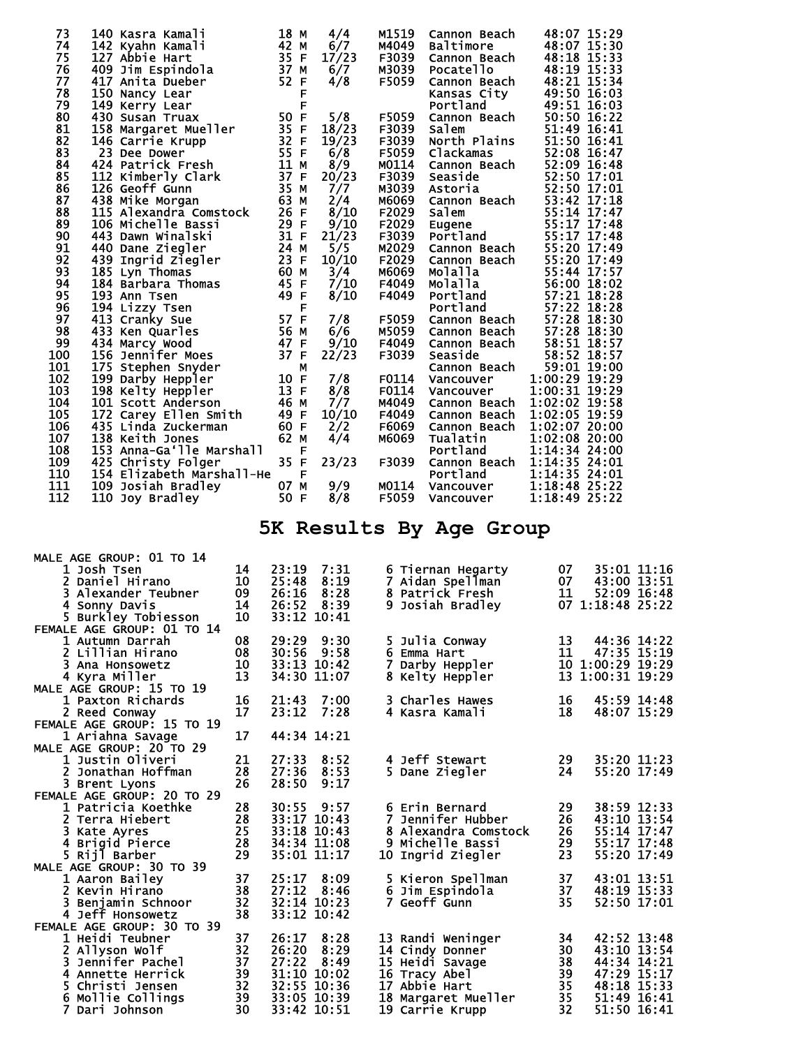| Place | Bib | Name | Age | Sex | Div Place | Division | City | Time | Pace |
|---|---|---|---|---|---|---|---|---|---|
| 73 | 140 | Kasra Kamali | 18 | M | 4/4 | M1519 | Cannon Beach | 48:07 | 15:29 |
| 74 | 142 | Kyahn Kamali | 42 | M | 6/7 | M4049 | Baltimore | 48:07 | 15:30 |
| 75 | 127 | Abbie Hart | 35 | F | 17/23 | F3039 | Cannon Beach | 48:18 | 15:33 |
| 76 | 409 | Jim Espindola | 37 | M | 6/7 | M3039 | Pocatello | 48:19 | 15:33 |
| 77 | 417 | Anita Dueber | 52 | F | 4/8 | F5059 | Cannon Beach | 48:21 | 15:34 |
| 78 | 150 | Nancy Lear | | F | | | Kansas City | 49:50 | 16:03 |
| 79 | 149 | Kerry Lear | | F | | | Portland | 49:51 | 16:03 |
| 80 | 430 | Susan Truax | 50 | F | 5/8 | F5059 | Cannon Beach | 50:50 | 16:22 |
| 81 | 158 | Margaret Mueller | 35 | F | 18/23 | F3039 | Salem | 51:49 | 16:41 |
| 82 | 146 | Carrie Krupp | 32 | F | 19/23 | F3039 | North Plains | 51:50 | 16:41 |
| 83 | 23 | Dee Dower | 55 | F | 6/8 | F5059 | Clackamas | 52:08 | 16:47 |
| 84 | 424 | Patrick Fresh | 11 | M | 8/9 | M0114 | Cannon Beach | 52:09 | 16:48 |
| 85 | 112 | Kimberly Clark | 37 | F | 20/23 | F3039 | Seaside | 52:50 | 17:01 |
| 86 | 126 | Geoff Gunn | 35 | M | 7/7 | M3039 | Astoria | 52:50 | 17:01 |
| 87 | 438 | Mike Morgan | 63 | M | 2/4 | M6069 | Cannon Beach | 53:42 | 17:18 |
| 88 | 115 | Alexandra Comstock | 26 | F | 8/10 | F2029 | Salem | 55:14 | 17:47 |
| 89 | 106 | Michelle Bassi | 29 | F | 9/10 | F2029 | Eugene | 55:17 | 17:48 |
| 90 | 443 | Dawn Winalski | 31 | F | 21/23 | F3039 | Portland | 55:17 | 17:48 |
| 91 | 440 | Dane Ziegler | 24 | M | 5/5 | M2029 | Cannon Beach | 55:20 | 17:49 |
| 92 | 439 | Ingrid Ziegler | 23 | F | 10/10 | F2029 | Cannon Beach | 55:20 | 17:49 |
| 93 | 185 | Lyn Thomas | 60 | M | 3/4 | M6069 | Molalla | 55:44 | 17:57 |
| 94 | 184 | Barbara Thomas | 45 | F | 7/10 | F4049 | Molalla | 56:00 | 18:02 |
| 95 | 193 | Ann Tsen | 49 | F | 8/10 | F4049 | Portland | 57:21 | 18:28 |
| 96 | 194 | Lizzy Tsen | | F | | | Portland | 57:22 | 18:28 |
| 97 | 413 | Cranky Sue | 57 | F | 7/8 | F5059 | Cannon Beach | 57:28 | 18:30 |
| 98 | 433 | Ken Quarles | 56 | M | 6/6 | M5059 | Cannon Beach | 57:28 | 18:30 |
| 99 | 434 | Marcy Wood | 47 | F | 9/10 | F4049 | Cannon Beach | 58:51 | 18:57 |
| 100 | 156 | Jennifer Moes | 37 | F | 22/23 | F3039 | Seaside | 58:52 | 18:57 |
| 101 | 175 | Stephen Snyder | | M | | | Cannon Beach | 59:01 | 19:00 |
| 102 | 199 | Darby Heppler | 10 | F | 7/8 | F0114 | Vancouver | 1:00:29 | 19:29 |
| 103 | 198 | Kelty Heppler | 13 | F | 8/8 | F0114 | Vancouver | 1:00:31 | 19:29 |
| 104 | 101 | Scott Anderson | 46 | M | 7/7 | M4049 | Cannon Beach | 1:02:02 | 19:58 |
| 105 | 172 | Carey Ellen Smith | 49 | F | 10/10 | F4049 | Cannon Beach | 1:02:05 | 19:59 |
| 106 | 435 | Linda Zuckerman | 60 | F | 2/2 | F6069 | Cannon Beach | 1:02:07 | 20:00 |
| 107 | 138 | Keith Jones | 62 | M | 4/4 | M6069 | Tualatin | 1:02:08 | 20:00 |
| 108 | 153 | Anna-Ga'lle Marshall | | F | | | Portland | 1:14:34 | 24:00 |
| 109 | 425 | Christy Folger | 35 | F | 23/23 | F3039 | Cannon Beach | 1:14:35 | 24:01 |
| 110 | 154 | Elizabeth Marshall-He | | F | | | Portland | 1:14:35 | 24:01 |
| 111 | 109 | Josiah Bradley | 07 | M | 9/9 | M0114 | Vancouver | 1:18:48 | 25:22 |
| 112 | 110 | Joy Bradley | 50 | F | 8/8 | F5059 | Vancouver | 1:18:49 | 25:22 |

# 5K Results By Age Group

**MALE AGE GROUP: 01 TO 14**

| Place | Name | Age | Time | Pace |
|---|---|---|---|---|
| 1 | Josh Tsen | 14 | 23:19 | 7:31 |
| 2 | Daniel Hirano | 10 | 25:48 | 8:19 |
| 3 | Alexander Teubner | 09 | 26:16 | 8:28 |
| 4 | Sonny Davis | 14 | 26:52 | 8:39 |
| 5 | Burkley Tobiesson | 10 | 33:12 | 10:41 |
| 6 | Tiernan Hegarty | 07 | 35:01 | 11:16 |
| 7 | Aidan Spellman | 07 | 43:00 | 13:51 |
| 8 | Patrick Fresh | 11 | 52:09 | 16:48 |
| 9 | Josiah Bradley | 07 | 1:18:48 | 25:22 |

**FEMALE AGE GROUP: 01 TO 14**

| Place | Name | Age | Time | Pace |
|---|---|---|---|---|
| 1 | Autumn Darrah | 08 | 29:29 | 9:30 |
| 2 | Lillian Hirano | 08 | 30:56 | 9:58 |
| 3 | Ana Honsowetz | 10 | 33:13 | 10:42 |
| 4 | Kyra Miller | 13 | 34:30 | 11:07 |
| 5 | Julia Conway | 13 | 44:36 | 14:22 |
| 6 | Emma Hart | 11 | 47:35 | 15:19 |
| 7 | Darby Heppler | 10 | 1:00:29 | 19:29 |
| 8 | Kelty Heppler | 13 | 1:00:31 | 19:29 |

**MALE AGE GROUP: 15 TO 19**

| Place | Name | Age | Time | Pace |
|---|---|---|---|---|
| 1 | Paxton Richards | 16 | 21:43 | 7:00 |
| 2 | Reed Conway | 17 | 23:12 | 7:28 |
| 3 | Charles Hawes | 16 | 45:59 | 14:48 |
| 4 | Kasra Kamali | 18 | 48:07 | 15:29 |

**FEMALE AGE GROUP: 15 TO 19**

| Place | Name | Age | Time | Pace |
|---|---|---|---|---|
| 1 | Ariahna Savage | 17 | 44:34 | 14:21 |

**MALE AGE GROUP: 20 TO 29**

| Place | Name | Age | Time | Pace |
|---|---|---|---|---|
| 1 | Justin Oliveri | 21 | 27:33 | 8:52 |
| 2 | Jonathan Hoffman | 28 | 27:36 | 8:53 |
| 3 | Brent Lyons | 26 | 28:50 | 9:17 |
| 4 | Jeff Stewart | 29 | 35:20 | 11:23 |
| 5 | Dane Ziegler | 24 | 55:20 | 17:49 |

**FEMALE AGE GROUP: 20 TO 29**

| Place | Name | Age | Time | Pace |
|---|---|---|---|---|
| 1 | Patricia Koethke | 28 | 30:55 | 9:57 |
| 2 | Terra Hiebert | 28 | 33:17 | 10:43 |
| 3 | Kate Ayres | 25 | 33:18 | 10:43 |
| 4 | Brigid Pierce | 28 | 34:34 | 11:08 |
| 5 | Rijl Barber | 29 | 35:01 | 11:17 |
| 6 | Erin Bernard | 29 | 38:59 | 12:33 |
| 7 | Jennifer Hubber | 26 | 43:10 | 13:54 |
| 8 | Alexandra Comstock | 26 | 55:14 | 17:47 |
| 9 | Michelle Bassi | 29 | 55:17 | 17:48 |
| 10 | Ingrid Ziegler | 23 | 55:20 | 17:49 |

**MALE AGE GROUP: 30 TO 39**

| Place | Name | Age | Time | Pace |
|---|---|---|---|---|
| 1 | Aaron Bailey | 37 | 25:17 | 8:09 |
| 2 | Kevin Hirano | 38 | 27:12 | 8:46 |
| 3 | Benjamin Schnoor | 32 | 32:14 | 10:23 |
| 4 | Jeff Honsowetz | 38 | 33:12 | 10:42 |
| 5 | Kieron Spellman | 37 | 43:01 | 13:51 |
| 6 | Jim Espindola | 37 | 48:19 | 15:33 |
| 7 | Geoff Gunn | 35 | 52:50 | 17:01 |

**FEMALE AGE GROUP: 30 TO 39**

| Place | Name | Age | Time | Pace |
|---|---|---|---|---|
| 1 | Heidi Teubner | 37 | 26:17 | 8:28 |
| 2 | Allyson Wolf | 32 | 26:20 | 8:29 |
| 3 | Jennifer Pachel | 37 | 27:22 | 8:49 |
| 4 | Annette Herrick | 39 | 31:10 | 10:02 |
| 5 | Christi Jensen | 32 | 32:55 | 10:36 |
| 6 | Mollie Collings | 39 | 33:05 | 10:39 |
| 7 | Dari Johnson | 30 | 33:42 | 10:51 |
| 13 | Randi Weninger | 34 | 42:52 | 13:48 |
| 14 | Cindy Donner | 30 | 43:10 | 13:54 |
| 15 | Heidi Savage | 38 | 44:34 | 14:21 |
| 16 | Tracy Abel | 39 | 47:29 | 15:17 |
| 17 | Abbie Hart | 35 | 48:18 | 15:33 |
| 18 | Margaret Mueller | 35 | 51:49 | 16:41 |
| 19 | Carrie Krupp | 32 | 51:50 | 16:41 |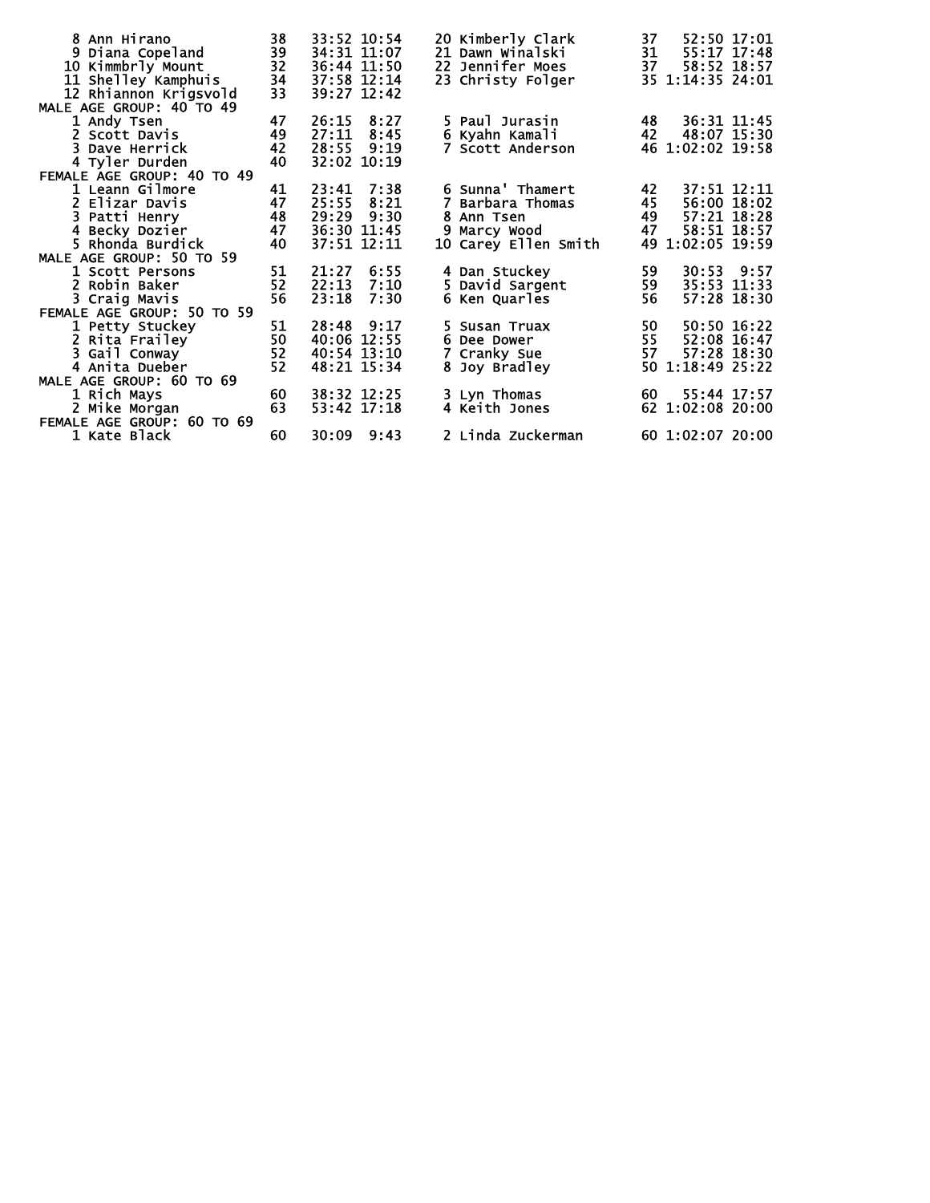```
   8 Ann Hirano            38    33:52 10:54     20 Kimberly Clark        37    52:50 17:01
   9 Diana Copeland        39    34:31 11:07     21 Dawn Winalski         31    55:17 17:48
  10 Kimmbrly Mount        32    36:44 11:50     22 Jennifer Moes         37    58:52 18:57
  11 Shelley Kamphuis      34    37:58 12:14     23 Christy Folger        35 1:14:35 24:01
  12 Rhiannon Krigsvold    33    39:27 12:42
MALE AGE GROUP: 40 TO 49
   1 Andy Tsen             47    26:15  8:27      5 Paul Jurasin          48    36:31 11:45
   2 Scott Davis           49    27:11  8:45      6 Kyahn Kamali          42    48:07 15:30
   3 Dave Herrick          42    28:55  9:19      7 Scott Anderson        46 1:02:02 19:58
   4 Tyler Durden          40    32:02 10:19
FEMALE AGE GROUP: 40 TO 49
   1 Leann Gilmore         41    23:41  7:38      6 Sunna' Thamert        42    37:51 12:11
   2 Elizar Davis          47    25:55  8:21      7 Barbara Thomas        45    56:00 18:02
   3 Patti Henry           48    29:29  9:30      8 Ann Tsen              49    57:21 18:28
   4 Becky Dozier          47    36:30 11:45      9 Marcy Wood            47    58:51 18:57
   5 Rhonda Burdick        40    37:51 12:11     10 Carey Ellen Smith     49 1:02:05 19:59
MALE AGE GROUP: 50 TO 59
   1 Scott Persons         51    21:27  6:55      4 Dan Stuckey           59    30:53  9:57
   2 Robin Baker           52    22:13  7:10      5 David Sargent         59    35:53 11:33
   3 Craig Mavis           56    23:18  7:30      6 Ken Quarles           56    57:28 18:30
FEMALE AGE GROUP: 50 TO 59
   1 Petty Stuckey         51    28:48  9:17      5 Susan Truax           50    50:50 16:22
   2 Rita Frailey          50    40:06 12:55      6 Dee Dower             55    52:08 16:47
   3 Gail Conway           52    40:54 13:10      7 Cranky Sue            57    57:28 18:30
   4 Anita Dueber          52    48:21 15:34      8 Joy Bradley           50 1:18:49 25:22
MALE AGE GROUP: 60 TO 69
   1 Rich Mays             60    38:32 12:25      3 Lyn Thomas            60    55:44 17:57
   2 Mike Morgan           63    53:42 17:18      4 Keith Jones           62 1:02:08 20:00
FEMALE AGE GROUP: 60 TO 69
   1 Kate Black            60    30:09  9:43      2 Linda Zuckerman       60 1:02:07 20:00
```